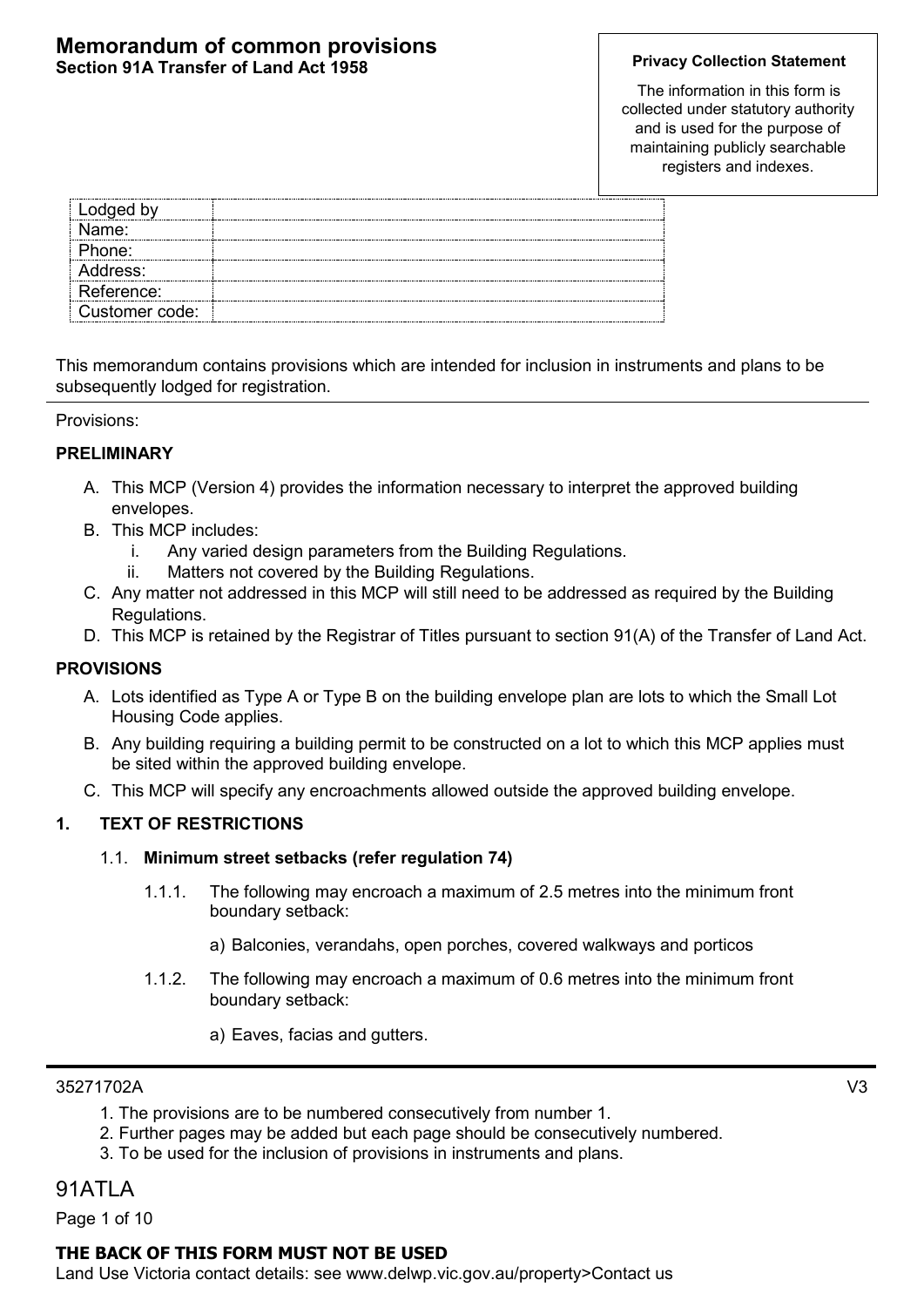# Memorandum of common provisions

**Section 91A Transfer of Land Act 1958**

**Privacy Collection Statement**

The information in this form is collected under statutory authority and is used for the purpose of maintaining publicly searchable registers and indexes.

| Lodged by | |
|---|---|
| Name: | |
| Phone: | |
| Address: | |
| Reference: | |
| Customer code: | |

This memorandum contains provisions which are intended for inclusion in instruments and plans to be subsequently lodged for registration.

Provisions:

**PRELIMINARY**

A. This MCP (Version 4) provides the information necessary to interpret the approved building envelopes.
B. This MCP includes:
   i. Any varied design parameters from the Building Regulations.
   ii. Matters not covered by the Building Regulations.
C. Any matter not addressed in this MCP will still need to be addressed as required by the Building Regulations.
D. This MCP is retained by the Registrar of Titles pursuant to section 91(A) of the Transfer of Land Act.

**PROVISIONS**

A. Lots identified as Type A or Type B on the building envelope plan are lots to which the Small Lot Housing Code applies.
B. Any building requiring a building permit to be constructed on a lot to which this MCP applies must be sited within the approved building envelope.
C. This MCP will specify any encroachments allowed outside the approved building envelope.

**1. TEXT OF RESTRICTIONS**

1.1. **Minimum street setbacks (refer regulation 74)**

1.1.1. The following may encroach a maximum of 2.5 metres into the minimum front boundary setback:

a) Balconies, verandahs, open porches, covered walkways and porticos

1.1.2. The following may encroach a maximum of 0.6 metres into the minimum front boundary setback:

a) Eaves, facias and gutters.

35271702A V3

1. The provisions are to be numbered consecutively from number 1.
2. Further pages may be added but each page should be consecutively numbered.
3. To be used for the inclusion of provisions in instruments and plans.

91ATLA

**THE BACK OF THIS FORM MUST NOT BE USED**

Land Use Victoria contact details: see www.delwp.vic.gov.au/property>Contact us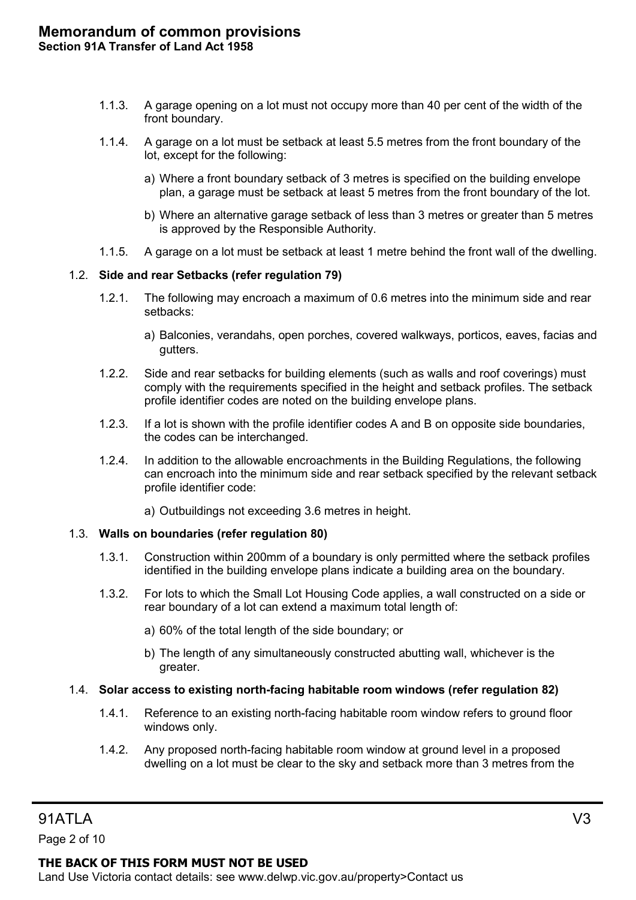1.1.3. A garage opening on a lot must not occupy more than 40 per cent of the width of the front boundary.

1.1.4. A garage on a lot must be setback at least 5.5 metres from the front boundary of the lot, except for the following:

a) Where a front boundary setback of 3 metres is specified on the building envelope plan, a garage must be setback at least 5 metres from the front boundary of the lot.

b) Where an alternative garage setback of less than 3 metres or greater than 5 metres is approved by the Responsible Authority.

1.1.5. A garage on a lot must be setback at least 1 metre behind the front wall of the dwelling.

1.2. **Side and rear Setbacks (refer regulation 79)**

1.2.1. The following may encroach a maximum of 0.6 metres into the minimum side and rear setbacks:

a) Balconies, verandahs, open porches, covered walkways, porticos, eaves, facias and gutters.

1.2.2. Side and rear setbacks for building elements (such as walls and roof coverings) must comply with the requirements specified in the height and setback profiles. The setback profile identifier codes are noted on the building envelope plans.

1.2.3. If a lot is shown with the profile identifier codes A and B on opposite side boundaries, the codes can be interchanged.

1.2.4. In addition to the allowable encroachments in the Building Regulations, the following can encroach into the minimum side and rear setback specified by the relevant setback profile identifier code:

a) Outbuildings not exceeding 3.6 metres in height.

1.3. **Walls on boundaries (refer regulation 80)**

1.3.1. Construction within 200mm of a boundary is only permitted where the setback profiles identified in the building envelope plans indicate a building area on the boundary.

1.3.2. For lots to which the Small Lot Housing Code applies, a wall constructed on a side or rear boundary of a lot can extend a maximum total length of:

a) 60% of the total length of the side boundary; or

b) The length of any simultaneously constructed abutting wall, whichever is the greater.

1.4. **Solar access to existing north-facing habitable room windows (refer regulation 82)**

1.4.1. Reference to an existing north-facing habitable room window refers to ground floor windows only.

1.4.2. Any proposed north-facing habitable room window at ground level in a proposed dwelling on a lot must be clear to the sky and setback more than 3 metres from the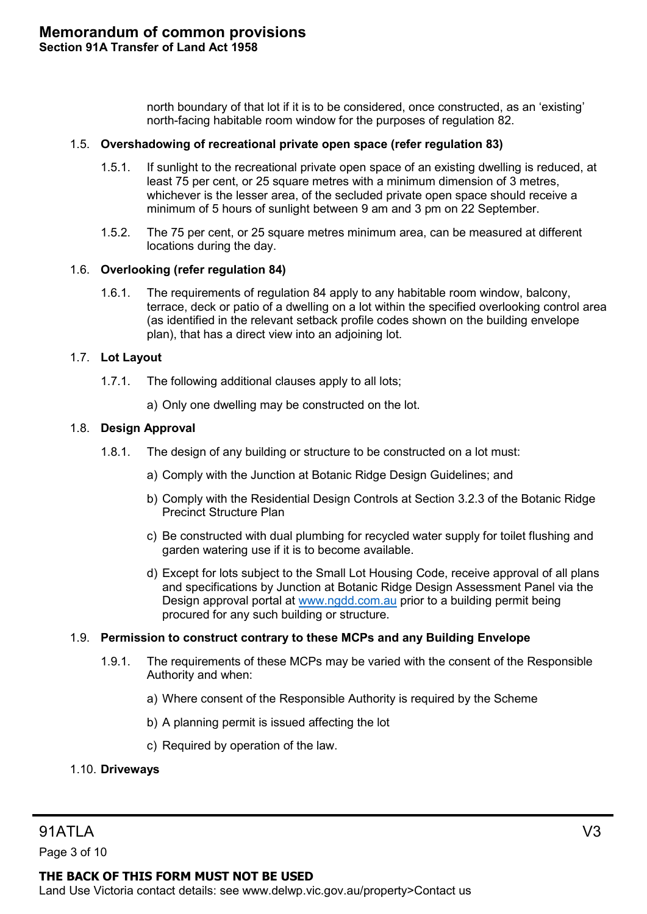north boundary of that lot if it is to be considered, once constructed, as an 'existing' north-facing habitable room window for the purposes of regulation 82.

1.5. **Overshadowing of recreational private open space (refer regulation 83)**

1.5.1. If sunlight to the recreational private open space of an existing dwelling is reduced, at least 75 per cent, or 25 square metres with a minimum dimension of 3 metres, whichever is the lesser area, of the secluded private open space should receive a minimum of 5 hours of sunlight between 9 am and 3 pm on 22 September.

1.5.2. The 75 per cent, or 25 square metres minimum area, can be measured at different locations during the day.

1.6. **Overlooking (refer regulation 84)**

1.6.1. The requirements of regulation 84 apply to any habitable room window, balcony, terrace, deck or patio of a dwelling on a lot within the specified overlooking control area (as identified in the relevant setback profile codes shown on the building envelope plan), that has a direct view into an adjoining lot.

1.7. **Lot Layout**

1.7.1. The following additional clauses apply to all lots;

a) Only one dwelling may be constructed on the lot.

1.8. **Design Approval**

1.8.1. The design of any building or structure to be constructed on a lot must:

a) Comply with the Junction at Botanic Ridge Design Guidelines; and

b) Comply with the Residential Design Controls at Section 3.2.3 of the Botanic Ridge Precinct Structure Plan

c) Be constructed with dual plumbing for recycled water supply for toilet flushing and garden watering use if it is to become available.

d) Except for lots subject to the Small Lot Housing Code, receive approval of all plans and specifications by Junction at Botanic Ridge Design Assessment Panel via the Design approval portal at www.ngdd.com.au prior to a building permit being procured for any such building or structure.

1.9. **Permission to construct contrary to these MCPs and any Building Envelope**

1.9.1. The requirements of these MCPs may be varied with the consent of the Responsible Authority and when:

a) Where consent of the Responsible Authority is required by the Scheme

b) A planning permit is issued affecting the lot

c) Required by operation of the law.

1.10. **Driveways**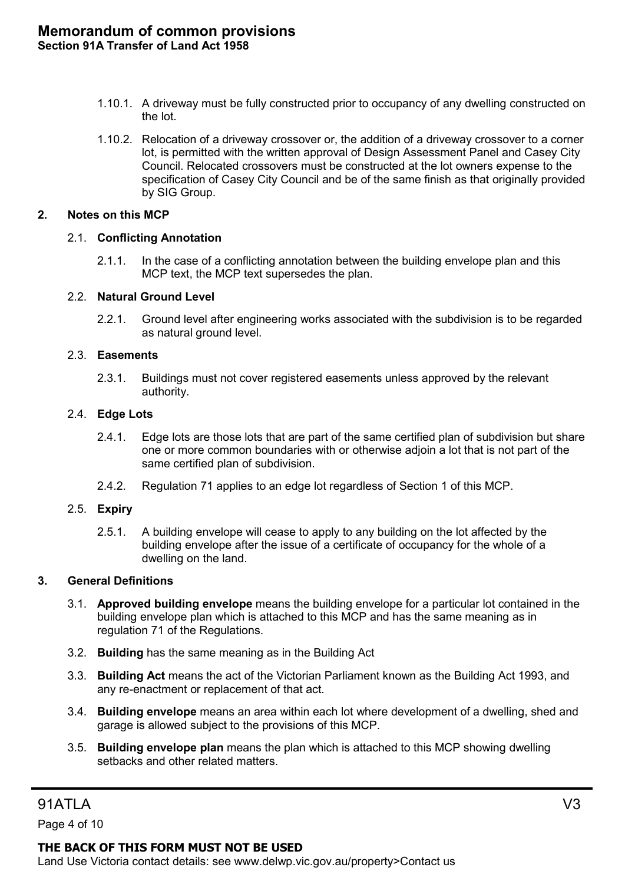1.10.1. A driveway must be fully constructed prior to occupancy of any dwelling constructed on the lot.

1.10.2. Relocation of a driveway crossover or, the addition of a driveway crossover to a corner lot, is permitted with the written approval of Design Assessment Panel and Casey City Council. Relocated crossovers must be constructed at the lot owners expense to the specification of Casey City Council and be of the same finish as that originally provided by SIG Group.

## 2. Notes on this MCP

### 2.1. Conflicting Annotation

2.1.1. In the case of a conflicting annotation between the building envelope plan and this MCP text, the MCP text supersedes the plan.

### 2.2. Natural Ground Level

2.2.1. Ground level after engineering works associated with the subdivision is to be regarded as natural ground level.

### 2.3. Easements

2.3.1. Buildings must not cover registered easements unless approved by the relevant authority.

### 2.4. Edge Lots

2.4.1. Edge lots are those lots that are part of the same certified plan of subdivision but share one or more common boundaries with or otherwise adjoin a lot that is not part of the same certified plan of subdivision.

2.4.2. Regulation 71 applies to an edge lot regardless of Section 1 of this MCP.

### 2.5. Expiry

2.5.1. A building envelope will cease to apply to any building on the lot affected by the building envelope after the issue of a certificate of occupancy for the whole of a dwelling on the land.

## 3. General Definitions

3.1. **Approved building envelope** means the building envelope for a particular lot contained in the building envelope plan which is attached to this MCP and has the same meaning as in regulation 71 of the Regulations.

3.2. **Building** has the same meaning as in the Building Act

3.3. **Building Act** means the act of the Victorian Parliament known as the Building Act 1993, and any re-enactment or replacement of that act.

3.4. **Building envelope** means an area within each lot where development of a dwelling, shed and garage is allowed subject to the provisions of this MCP.

3.5. **Building envelope plan** means the plan which is attached to this MCP showing dwelling setbacks and other related matters.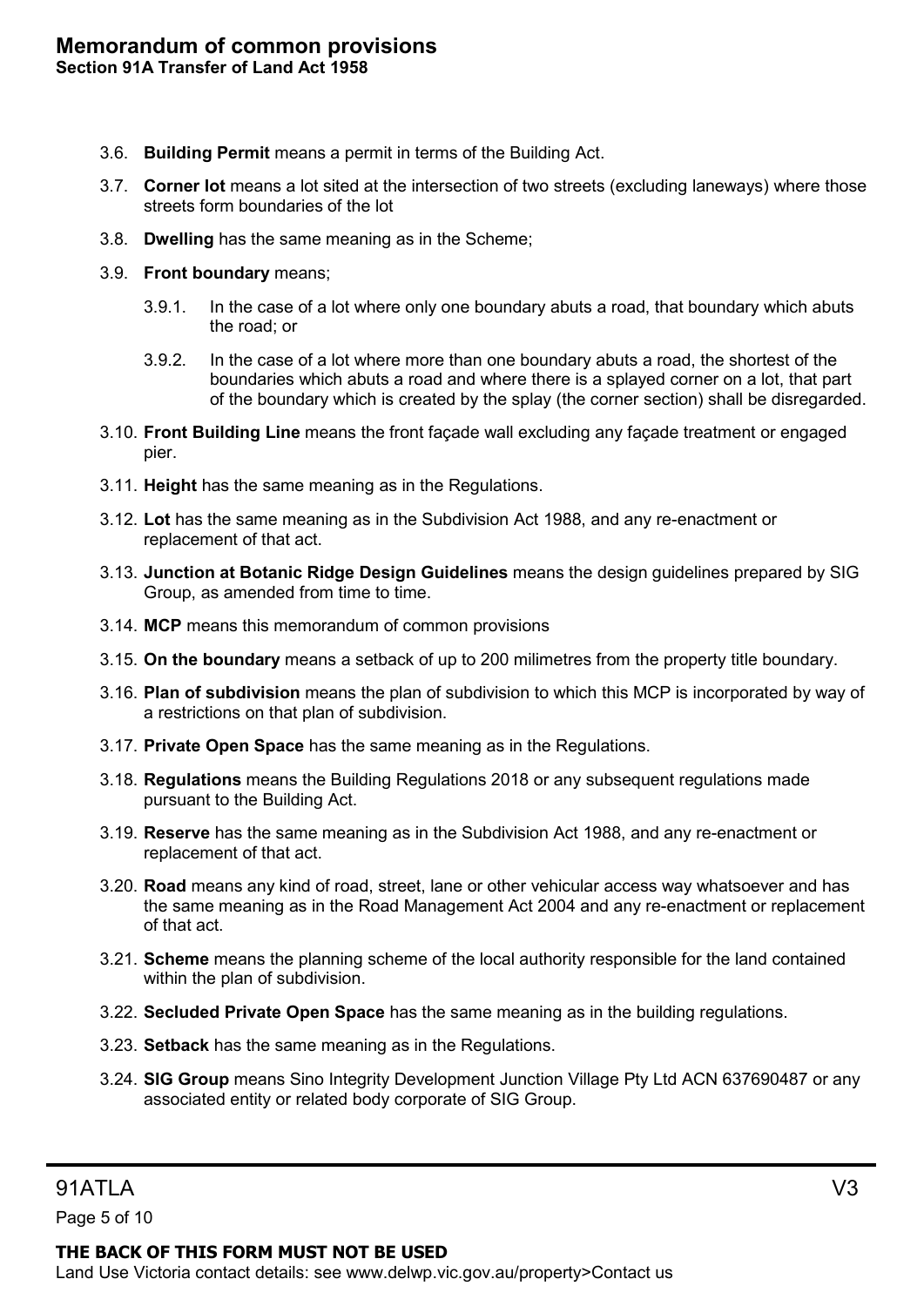3.6. **Building Permit** means a permit in terms of the Building Act.

3.7. **Corner lot** means a lot sited at the intersection of two streets (excluding laneways) where those streets form boundaries of the lot

3.8. **Dwelling** has the same meaning as in the Scheme;

3.9. **Front boundary** means;

 3.9.1. In the case of a lot where only one boundary abuts a road, that boundary which abuts the road; or

 3.9.2. In the case of a lot where more than one boundary abuts a road, the shortest of the boundaries which abuts a road and where there is a splayed corner on a lot, that part of the boundary which is created by the splay (the corner section) shall be disregarded.

3.10. **Front Building Line** means the front façade wall excluding any façade treatment or engaged pier.

3.11. **Height** has the same meaning as in the Regulations.

3.12. **Lot** has the same meaning as in the Subdivision Act 1988, and any re-enactment or replacement of that act.

3.13. **Junction at Botanic Ridge Design Guidelines** means the design guidelines prepared by SIG Group, as amended from time to time.

3.14. **MCP** means this memorandum of common provisions

3.15. **On the boundary** means a setback of up to 200 milimetres from the property title boundary.

3.16. **Plan of subdivision** means the plan of subdivision to which this MCP is incorporated by way of a restrictions on that plan of subdivision.

3.17. **Private Open Space** has the same meaning as in the Regulations.

3.18. **Regulations** means the Building Regulations 2018 or any subsequent regulations made pursuant to the Building Act.

3.19. **Reserve** has the same meaning as in the Subdivision Act 1988, and any re-enactment or replacement of that act.

3.20. **Road** means any kind of road, street, lane or other vehicular access way whatsoever and has the same meaning as in the Road Management Act 2004 and any re-enactment or replacement of that act.

3.21. **Scheme** means the planning scheme of the local authority responsible for the land contained within the plan of subdivision.

3.22. **Secluded Private Open Space** has the same meaning as in the building regulations.

3.23. **Setback** has the same meaning as in the Regulations.

3.24. **SIG Group** means Sino Integrity Development Junction Village Pty Ltd ACN 637690487 or any associated entity or related body corporate of SIG Group.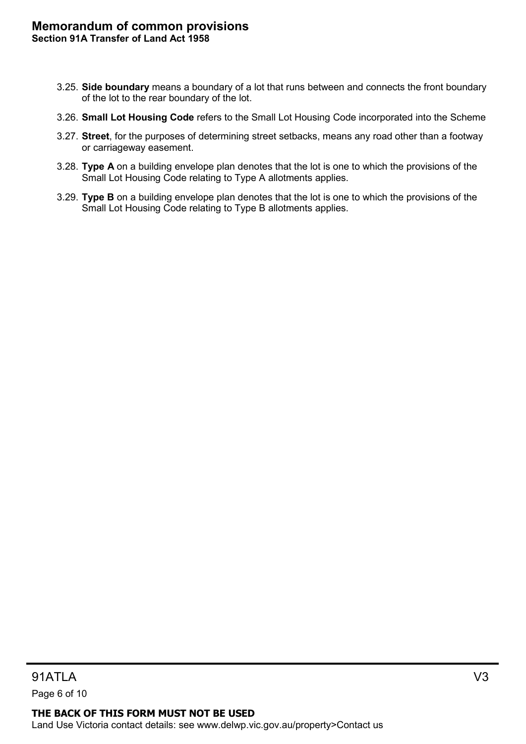3.25. **Side boundary** means a boundary of a lot that runs between and connects the front boundary of the lot to the rear boundary of the lot.

3.26. **Small Lot Housing Code** refers to the Small Lot Housing Code incorporated into the Scheme

3.27. **Street**, for the purposes of determining street setbacks, means any road other than a footway or carriageway easement.

3.28. **Type A** on a building envelope plan denotes that the lot is one to which the provisions of the Small Lot Housing Code relating to Type A allotments applies.

3.29. **Type B** on a building envelope plan denotes that the lot is one to which the provisions of the Small Lot Housing Code relating to Type B allotments applies.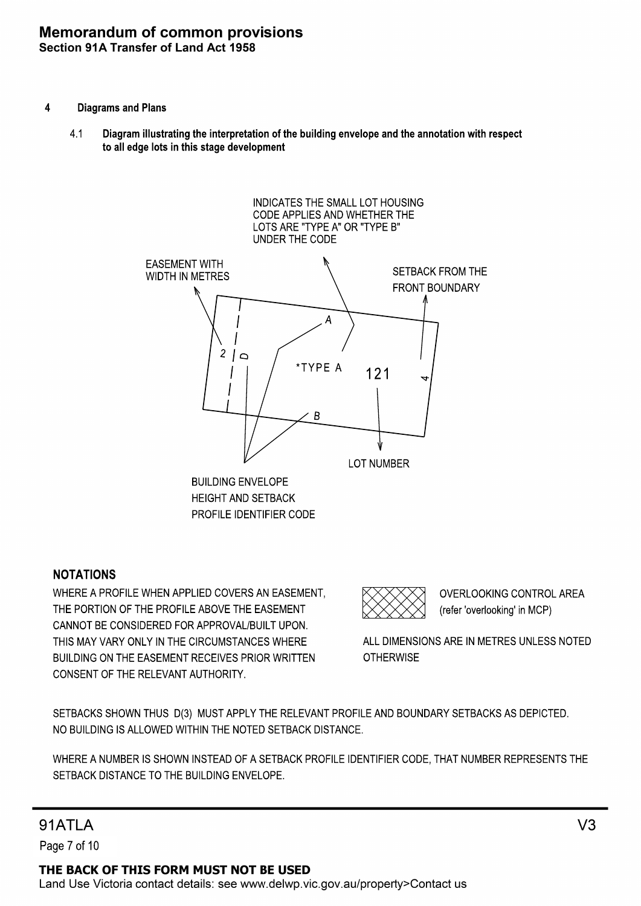## 4 Diagrams and Plans

### 4.1 Diagram illustrating the interpretation of the building envelope and the annotation with respect to all edge lots in this stage development

INDICATES THE SMALL LOT HOUSING CODE APPLIES AND WHETHER THE LOTS ARE "TYPE A" OR "TYPE B" UNDER THE CODE

EASEMENT WITH WIDTH IN METRES

SETBACK FROM THE FRONT BOUNDARY

2 D A *TYPE A 121 4 B

LOT NUMBER

BUILDING ENVELOPE HEIGHT AND SETBACK PROFILE IDENTIFIER CODE

### NOTATIONS

WHERE A PROFILE WHEN APPLIED COVERS AN EASEMENT, THE PORTION OF THE PROFILE ABOVE THE EASEMENT CANNOT BE CONSIDERED FOR APPROVAL/BUILT UPON. THIS MAY VARY ONLY IN THE CIRCUMSTANCES WHERE BUILDING ON THE EASEMENT RECEIVES PRIOR WRITTEN CONSENT OF THE RELEVANT AUTHORITY.

OVERLOOKING CONTROL AREA (refer 'overlooking' in MCP)

ALL DIMENSIONS ARE IN METRES UNLESS NOTED OTHERWISE

SETBACKS SHOWN THUS D(3) MUST APPLY THE RELEVANT PROFILE AND BOUNDARY SETBACKS AS DEPICTED. NO BUILDING IS ALLOWED WITHIN THE NOTED SETBACK DISTANCE.

WHERE A NUMBER IS SHOWN INSTEAD OF A SETBACK PROFILE IDENTIFIER CODE, THAT NUMBER REPRESENTS THE SETBACK DISTANCE TO THE BUILDING ENVELOPE.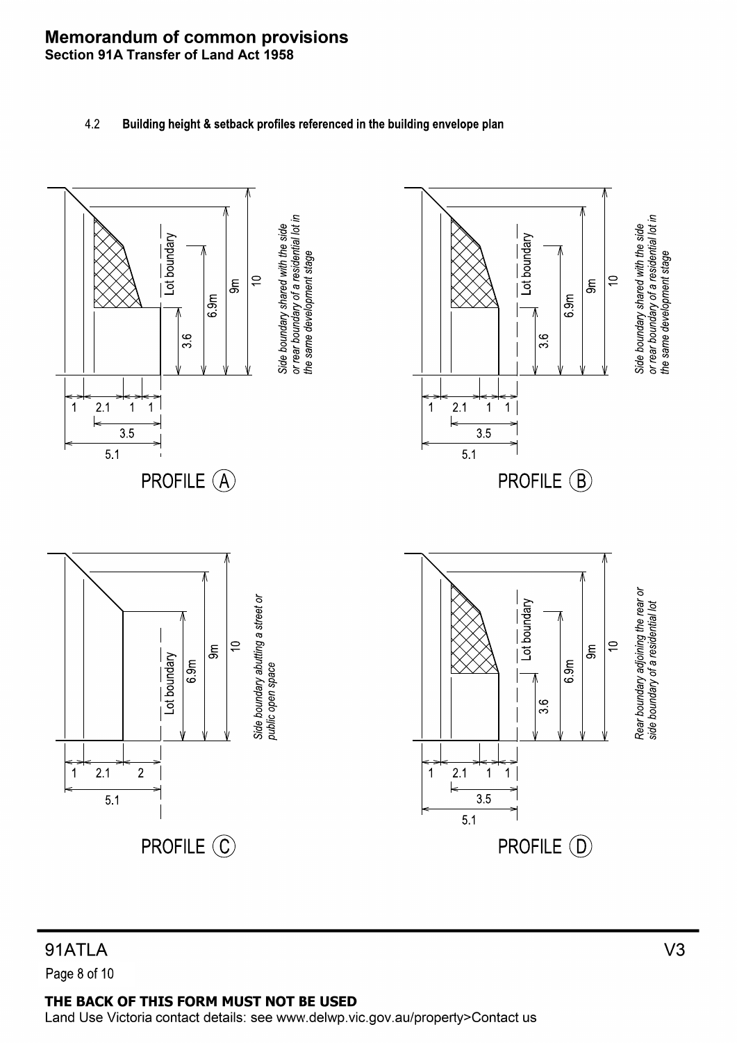## Memorandum of common provisions

**Section 91A Transfer of Land Act 1958**

### 4.2 Building height & setback profiles referenced in the building envelope plan

Lot boundary

3.6

6.9m

9m

10

*Side boundary shared with the side or rear boundary of a residential lot in the same development stage*

1 2.1 1 1

3.5

5.1

PROFILE (A)

Lot boundary

3.6

6.9m

9m

10

*Side boundary shared with the side or rear boundary of a residential lot in the same development stage*

1 2.1 1 1

3.5

5.1

PROFILE (B)

Lot boundary

6.9m

9m

10

*Side boundary abutting a street or public open space*

1 2.1 2

5.1

PROFILE (C)

Lot boundary

3.6

6.9m

9m

10

*Rear boundary adjoining the rear or side boundary of a residential lot*

1 2.1 1 1

3.5

5.1

PROFILE (D)

91ATLA V3

**THE BACK OF THIS FORM MUST NOT BE USED**

Land Use Victoria contact details: see www.delwp.vic.gov.au/property>Contact us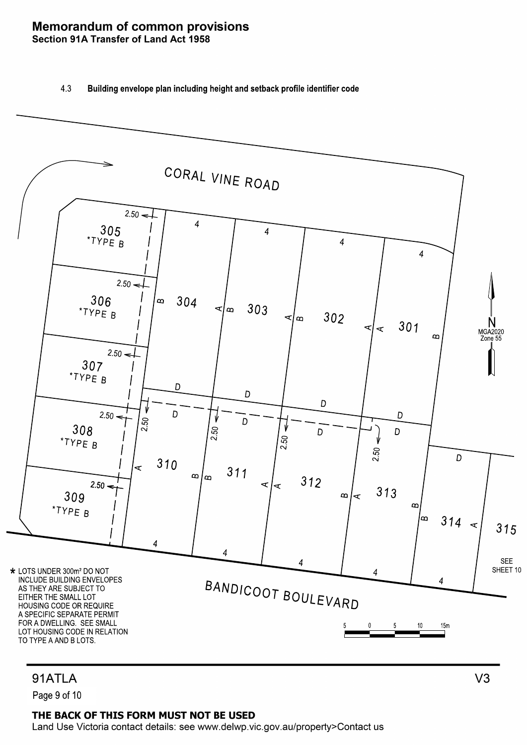# Memorandum of common provisions

**Section 91A Transfer of Land Act 1958**

4.3 **Building envelope plan including height and setback profile identifier code**

CORAL VINE ROAD

305 *TYPE B

306 *TYPE B

307 *TYPE B

308 *TYPE B

309 *TYPE B

301 302 303 304

310 311 312 313 314 315

SEE SHEET 10

N MGA2020 Zone 55

BANDICOOT BOULEVARD

\* LOTS UNDER 300m² DO NOT INCLUDE BUILDING ENVELOPES AS THEY ARE SUBJECT TO EITHER THE SMALL LOT HOUSING CODE OR REQUIRE A SPECIFIC SEPARATE PERMIT FOR A DWELLING. SEE SMALL LOT HOUSING CODE IN RELATION TO TYPE A AND B LOTS.

5 0 5 10 15m

91ATLA V3

**THE BACK OF THIS FORM MUST NOT BE USED**

Land Use Victoria contact details: see www.delwp.vic.gov.au/property>Contact us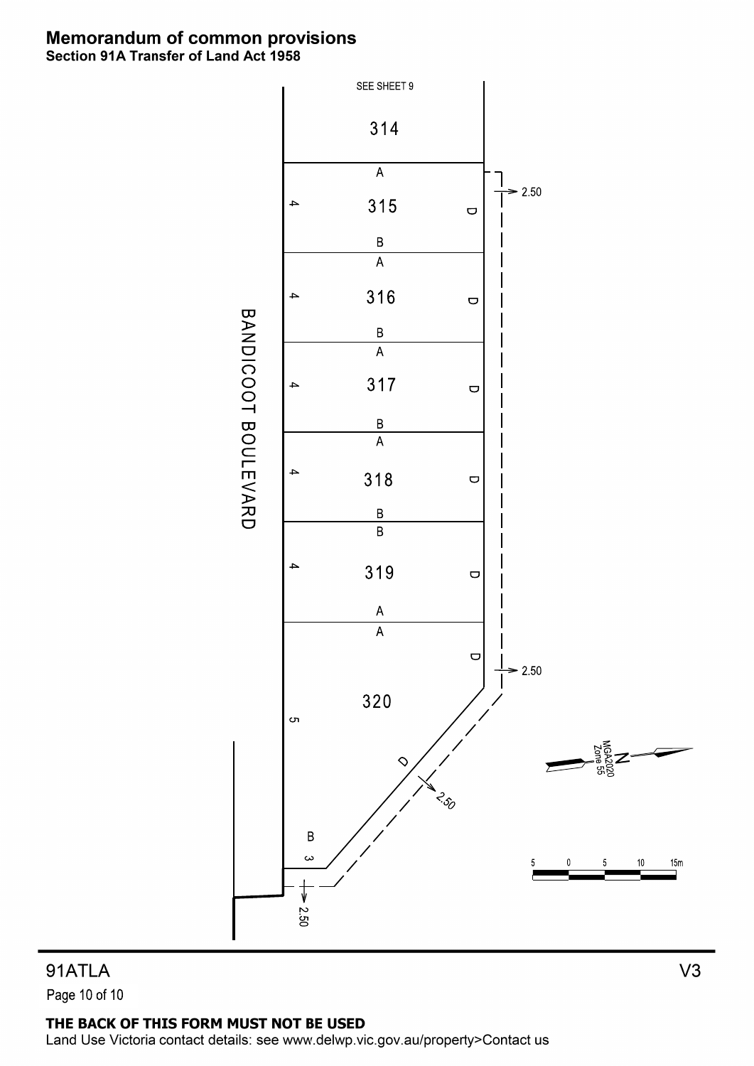# Memorandum of common provisions

**Section 91A Transfer of Land Act 1958**

SEE SHEET 9

314

A
315
4
D
B

A
316
4
D
B

A
317
4
D
B

A
318
4
D
B

B
319
4
D
A

A
320
5
D
D
B
3

2.50
2.50
2.50
2.50

BANDICOOT BOULEVARD

MGA2020
Zone 55
N

5 0 5 10 15m

91ATLA

V3

**THE BACK OF THIS FORM MUST NOT BE USED**

Land Use Victoria contact details: see www.delwp.vic.gov.au/property>Contact us